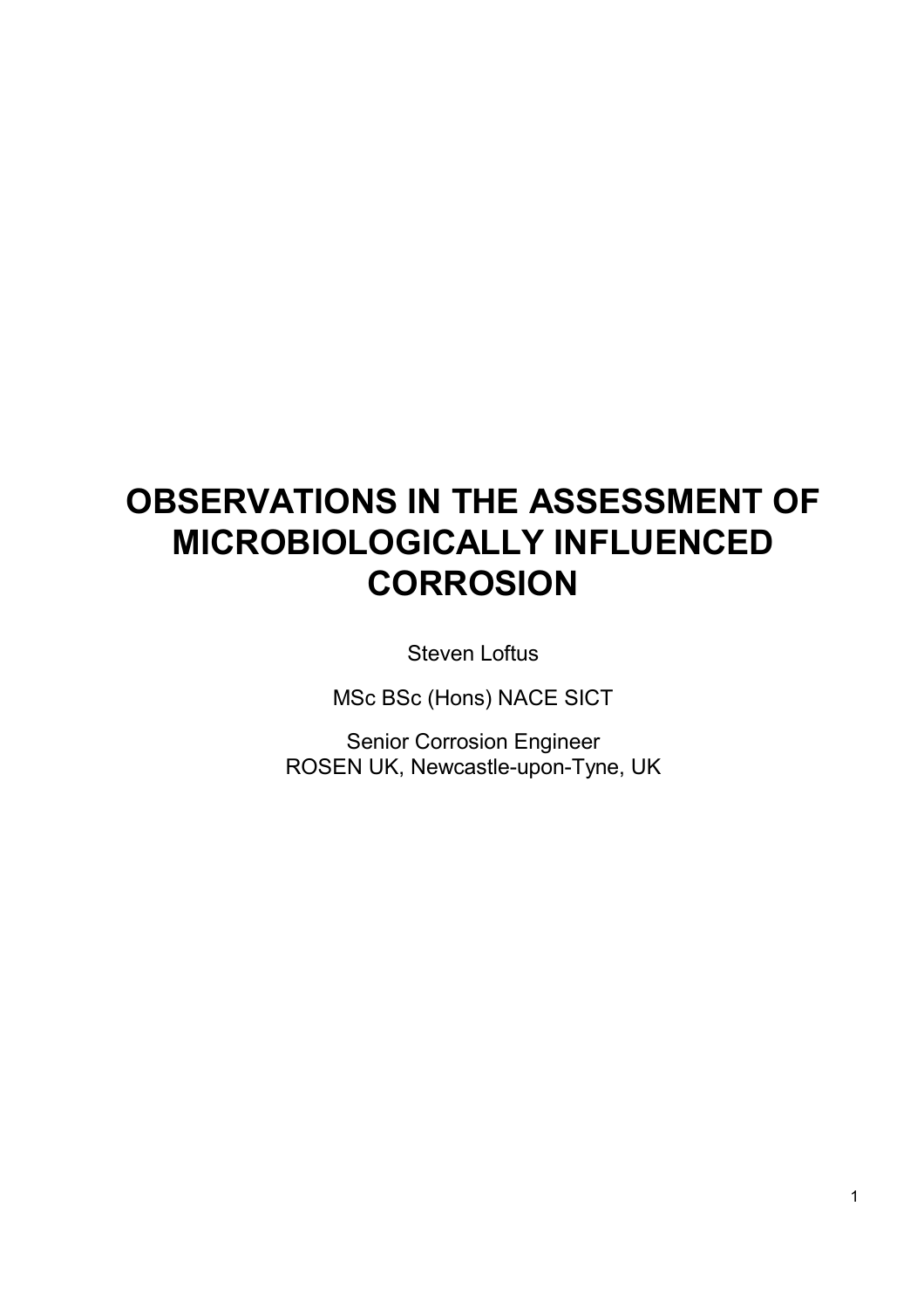# OBSERVATIONS IN THE ASSESSMENT OF MICROBIOLOGICALLY INFLUENCED CORROSION

Steven Loftus

MSc BSc (Hons) NACE SICT

Senior Corrosion Engineer
ROSEN UK, Newcastle-upon-Tyne, UK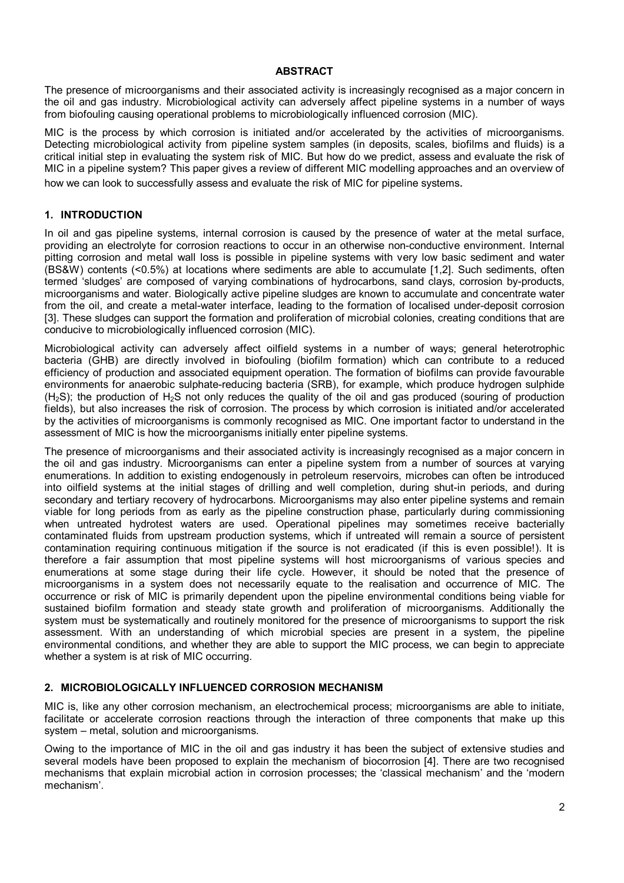## ABSTRACT

The presence of microorganisms and their associated activity is increasingly recognised as a major concern in the oil and gas industry. Microbiological activity can adversely affect pipeline systems in a number of ways from biofouling causing operational problems to microbiologically influenced corrosion (MIC).

MIC is the process by which corrosion is initiated and/or accelerated by the activities of microorganisms. Detecting microbiological activity from pipeline system samples (in deposits, scales, biofilms and fluids) is a critical initial step in evaluating the system risk of MIC. But how do we predict, assess and evaluate the risk of MIC in a pipeline system? This paper gives a review of different MIC modelling approaches and an overview of how we can look to successfully assess and evaluate the risk of MIC for pipeline systems.

## 1. INTRODUCTION

In oil and gas pipeline systems, internal corrosion is caused by the presence of water at the metal surface, providing an electrolyte for corrosion reactions to occur in an otherwise non-conductive environment. Internal pitting corrosion and metal wall loss is possible in pipeline systems with very low basic sediment and water (BS&W) contents (<0.5%) at locations where sediments are able to accumulate [1,2]. Such sediments, often termed 'sludges' are composed of varying combinations of hydrocarbons, sand clays, corrosion by-products, microorganisms and water. Biologically active pipeline sludges are known to accumulate and concentrate water from the oil, and create a metal-water interface, leading to the formation of localised under-deposit corrosion [3]. These sludges can support the formation and proliferation of microbial colonies, creating conditions that are conducive to microbiologically influenced corrosion (MIC).

Microbiological activity can adversely affect oilfield systems in a number of ways; general heterotrophic bacteria (GHB) are directly involved in biofouling (biofilm formation) which can contribute to a reduced efficiency of production and associated equipment operation. The formation of biofilms can provide favourable environments for anaerobic sulphate-reducing bacteria (SRB), for example, which produce hydrogen sulphide ($H_2S$); the production of $H_2S$ not only reduces the quality of the oil and gas produced (souring of production fields), but also increases the risk of corrosion. The process by which corrosion is initiated and/or accelerated by the activities of microorganisms is commonly recognised as MIC. One important factor to understand in the assessment of MIC is how the microorganisms initially enter pipeline systems.

The presence of microorganisms and their associated activity is increasingly recognised as a major concern in the oil and gas industry. Microorganisms can enter a pipeline system from a number of sources at varying enumerations. In addition to existing endogenously in petroleum reservoirs, microbes can often be introduced into oilfield systems at the initial stages of drilling and well completion, during shut-in periods, and during secondary and tertiary recovery of hydrocarbons. Microorganisms may also enter pipeline systems and remain viable for long periods from as early as the pipeline construction phase, particularly during commissioning when untreated hydrotest waters are used. Operational pipelines may sometimes receive bacterially contaminated fluids from upstream production systems, which if untreated will remain a source of persistent contamination requiring continuous mitigation if the source is not eradicated (if this is even possible!). It is therefore a fair assumption that most pipeline systems will host microorganisms of various species and enumerations at some stage during their life cycle. However, it should be noted that the presence of microorganisms in a system does not necessarily equate to the realisation and occurrence of MIC. The occurrence or risk of MIC is primarily dependent upon the pipeline environmental conditions being viable for sustained biofilm formation and steady state growth and proliferation of microorganisms. Additionally the system must be systematically and routinely monitored for the presence of microorganisms to support the risk assessment. With an understanding of which microbial species are present in a system, the pipeline environmental conditions, and whether they are able to support the MIC process, we can begin to appreciate whether a system is at risk of MIC occurring.

## 2. MICROBIOLOGICALLY INFLUENCED CORROSION MECHANISM

MIC is, like any other corrosion mechanism, an electrochemical process; microorganisms are able to initiate, facilitate or accelerate corrosion reactions through the interaction of three components that make up this system – metal, solution and microorganisms.

Owing to the importance of MIC in the oil and gas industry it has been the subject of extensive studies and several models have been proposed to explain the mechanism of biocorrosion [4]. There are two recognised mechanisms that explain microbial action in corrosion processes; the 'classical mechanism' and the 'modern mechanism'.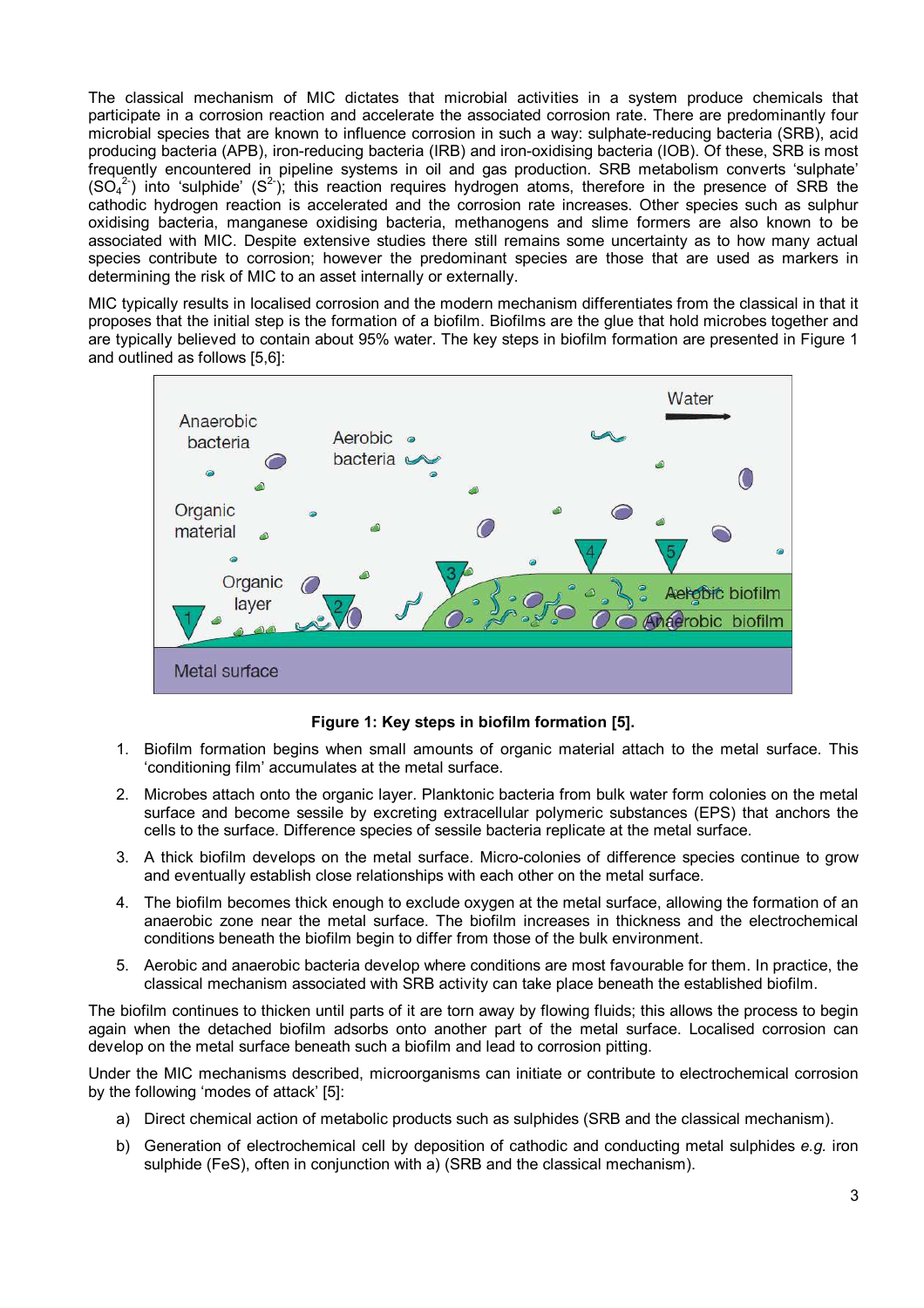The classical mechanism of MIC dictates that microbial activities in a system produce chemicals that participate in a corrosion reaction and accelerate the associated corrosion rate. There are predominantly four microbial species that are known to influence corrosion in such a way: sulphate-reducing bacteria (SRB), acid producing bacteria (APB), iron-reducing bacteria (IRB) and iron-oxidising bacteria (IOB). Of these, SRB is most frequently encountered in pipeline systems in oil and gas production. SRB metabolism converts 'sulphate' ($SO_4^{2-}$) into 'sulphide' ($S^{2-}$); this reaction requires hydrogen atoms, therefore in the presence of SRB the cathodic hydrogen reaction is accelerated and the corrosion rate increases. Other species such as sulphur oxidising bacteria, manganese oxidising bacteria, methanogens and slime formers are also known to be associated with MIC. Despite extensive studies there still remains some uncertainty as to how many actual species contribute to corrosion; however the predominant species are those that are used as markers in determining the risk of MIC to an asset internally or externally.

MIC typically results in localised corrosion and the modern mechanism differentiates from the classical in that it proposes that the initial step is the formation of a biofilm. Biofilms are the glue that hold microbes together and are typically believed to contain about 95% water. The key steps in biofilm formation are presented in Figure 1 and outlined as follows [5,6]:

**Figure 1: Key steps in biofilm formation [5].**

1. Biofilm formation begins when small amounts of organic material attach to the metal surface. This 'conditioning film' accumulates at the metal surface.
2. Microbes attach onto the organic layer. Planktonic bacteria from bulk water form colonies on the metal surface and become sessile by excreting extracellular polymeric substances (EPS) that anchors the cells to the surface. Difference species of sessile bacteria replicate at the metal surface.
3. A thick biofilm develops on the metal surface. Micro-colonies of difference species continue to grow and eventually establish close relationships with each other on the metal surface.
4. The biofilm becomes thick enough to exclude oxygen at the metal surface, allowing the formation of an anaerobic zone near the metal surface. The biofilm increases in thickness and the electrochemical conditions beneath the biofilm begin to differ from those of the bulk environment.
5. Aerobic and anaerobic bacteria develop where conditions are most favourable for them. In practice, the classical mechanism associated with SRB activity can take place beneath the established biofilm.

The biofilm continues to thicken until parts of it are torn away by flowing fluids; this allows the process to begin again when the detached biofilm adsorbs onto another part of the metal surface. Localised corrosion can develop on the metal surface beneath such a biofilm and lead to corrosion pitting.

Under the MIC mechanisms described, microorganisms can initiate or contribute to electrochemical corrosion by the following 'modes of attack' [5]:

a) Direct chemical action of metabolic products such as sulphides (SRB and the classical mechanism).

b) Generation of electrochemical cell by deposition of cathodic and conducting metal sulphides *e.g.* iron sulphide (FeS), often in conjunction with a) (SRB and the classical mechanism).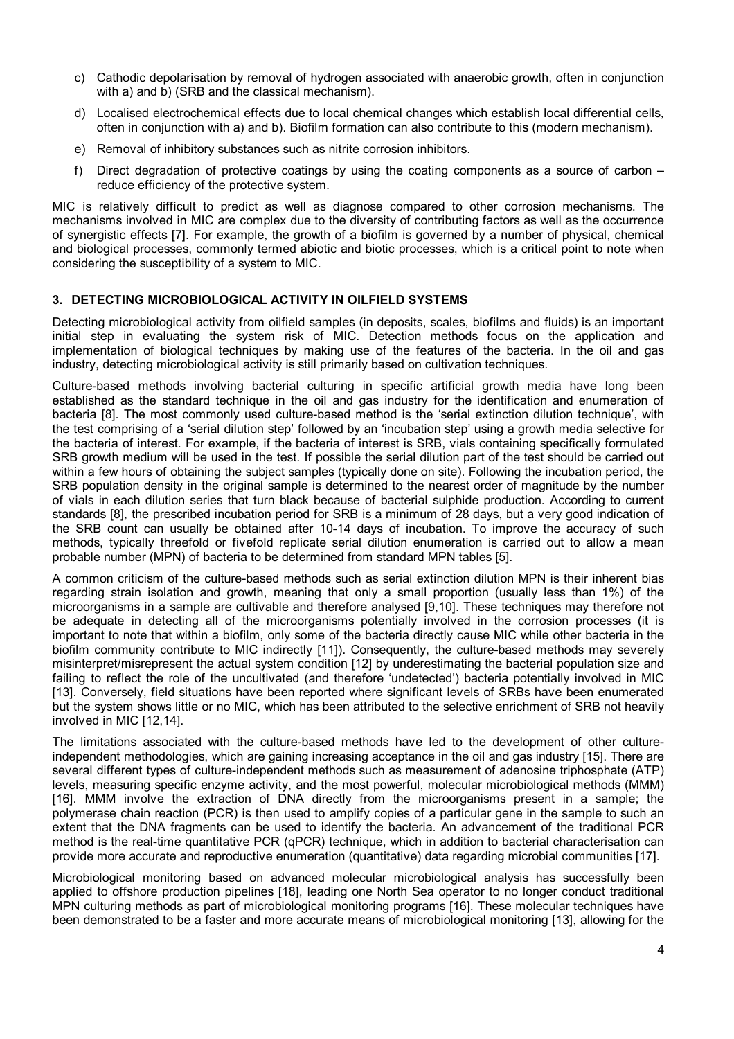c) Cathodic depolarisation by removal of hydrogen associated with anaerobic growth, often in conjunction with a) and b) (SRB and the classical mechanism).

d) Localised electrochemical effects due to local chemical changes which establish local differential cells, often in conjunction with a) and b). Biofilm formation can also contribute to this (modern mechanism).

e) Removal of inhibitory substances such as nitrite corrosion inhibitors.

f) Direct degradation of protective coatings by using the coating components as a source of carbon – reduce efficiency of the protective system.

MIC is relatively difficult to predict as well as diagnose compared to other corrosion mechanisms. The mechanisms involved in MIC are complex due to the diversity of contributing factors as well as the occurrence of synergistic effects [7]. For example, the growth of a biofilm is governed by a number of physical, chemical and biological processes, commonly termed abiotic and biotic processes, which is a critical point to note when considering the susceptibility of a system to MIC.

## 3. DETECTING MICROBIOLOGICAL ACTIVITY IN OILFIELD SYSTEMS

Detecting microbiological activity from oilfield samples (in deposits, scales, biofilms and fluids) is an important initial step in evaluating the system risk of MIC. Detection methods focus on the application and implementation of biological techniques by making use of the features of the bacteria. In the oil and gas industry, detecting microbiological activity is still primarily based on cultivation techniques.

Culture-based methods involving bacterial culturing in specific artificial growth media have long been established as the standard technique in the oil and gas industry for the identification and enumeration of bacteria [8]. The most commonly used culture-based method is the 'serial extinction dilution technique', with the test comprising of a 'serial dilution step' followed by an 'incubation step' using a growth media selective for the bacteria of interest. For example, if the bacteria of interest is SRB, vials containing specifically formulated SRB growth medium will be used in the test. If possible the serial dilution part of the test should be carried out within a few hours of obtaining the subject samples (typically done on site). Following the incubation period, the SRB population density in the original sample is determined to the nearest order of magnitude by the number of vials in each dilution series that turn black because of bacterial sulphide production. According to current standards [8], the prescribed incubation period for SRB is a minimum of 28 days, but a very good indication of the SRB count can usually be obtained after 10-14 days of incubation. To improve the accuracy of such methods, typically threefold or fivefold replicate serial dilution enumeration is carried out to allow a mean probable number (MPN) of bacteria to be determined from standard MPN tables [5].

A common criticism of the culture-based methods such as serial extinction dilution MPN is their inherent bias regarding strain isolation and growth, meaning that only a small proportion (usually less than 1%) of the microorganisms in a sample are cultivable and therefore analysed [9,10]. These techniques may therefore not be adequate in detecting all of the microorganisms potentially involved in the corrosion processes (it is important to note that within a biofilm, only some of the bacteria directly cause MIC while other bacteria in the biofilm community contribute to MIC indirectly [11]). Consequently, the culture-based methods may severely misinterpret/misrepresent the actual system condition [12] by underestimating the bacterial population size and failing to reflect the role of the uncultivated (and therefore 'undetected') bacteria potentially involved in MIC [13]. Conversely, field situations have been reported where significant levels of SRBs have been enumerated but the system shows little or no MIC, which has been attributed to the selective enrichment of SRB not heavily involved in MIC [12,14].

The limitations associated with the culture-based methods have led to the development of other culture-independent methodologies, which are gaining increasing acceptance in the oil and gas industry [15]. There are several different types of culture-independent methods such as measurement of adenosine triphosphate (ATP) levels, measuring specific enzyme activity, and the most powerful, molecular microbiological methods (MMM) [16]. MMM involve the extraction of DNA directly from the microorganisms present in a sample; the polymerase chain reaction (PCR) is then used to amplify copies of a particular gene in the sample to such an extent that the DNA fragments can be used to identify the bacteria. An advancement of the traditional PCR method is the real-time quantitative PCR (qPCR) technique, which in addition to bacterial characterisation can provide more accurate and reproductive environment (quantitative) data regarding microbial communities [17].

Microbiological monitoring based on advanced molecular microbiological analysis has successfully been applied to offshore production pipelines [18], leading one North Sea operator to no longer conduct traditional MPN culturing methods as part of microbiological monitoring programs [16]. These molecular techniques have been demonstrated to be a faster and more accurate means of microbiological monitoring [13], allowing for the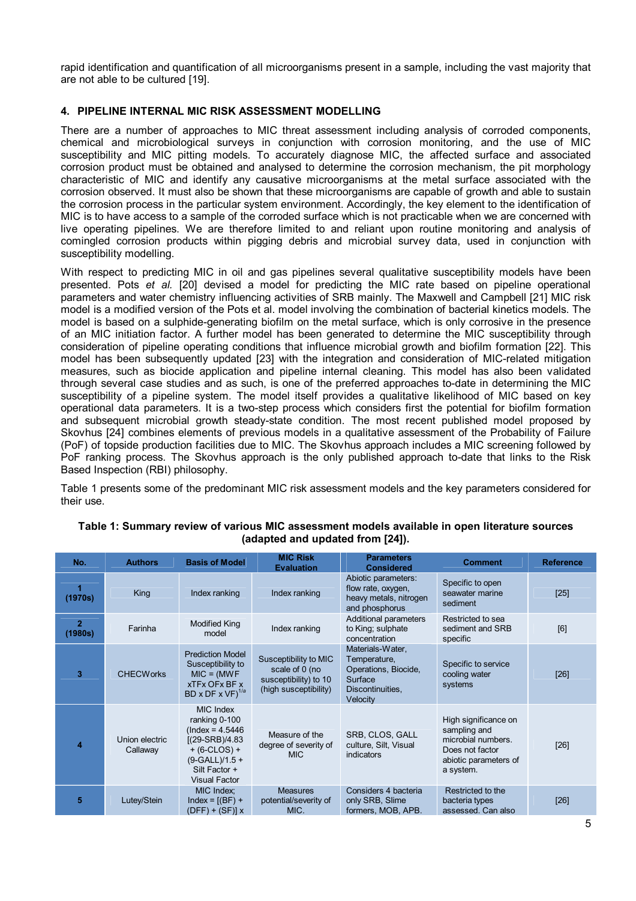rapid identification and quantification of all microorganisms present in a sample, including the vast majority that are not able to be cultured [19].

## 4. PIPELINE INTERNAL MIC RISK ASSESSMENT MODELLING

There are a number of approaches to MIC threat assessment including analysis of corroded components, chemical and microbiological surveys in conjunction with corrosion monitoring, and the use of MIC susceptibility and MIC pitting models. To accurately diagnose MIC, the affected surface and associated corrosion product must be obtained and analysed to determine the corrosion mechanism, the pit morphology characteristic of MIC and identify any causative microorganisms at the metal surface associated with the corrosion observed. It must also be shown that these microorganisms are capable of growth and able to sustain the corrosion process in the particular system environment. Accordingly, the key element to the identification of MIC is to have access to a sample of the corroded surface which is not practicable when we are concerned with live operating pipelines. We are therefore limited to and reliant upon routine monitoring and analysis of comingled corrosion products within pigging debris and microbial survey data, used in conjunction with susceptibility modelling.

With respect to predicting MIC in oil and gas pipelines several qualitative susceptibility models have been presented. Pots *et al.* [20] devised a model for predicting the MIC rate based on pipeline operational parameters and water chemistry influencing activities of SRB mainly. The Maxwell and Campbell [21] MIC risk model is a modified version of the Pots et al. model involving the combination of bacterial kinetics models. The model is based on a sulphide-generating biofilm on the metal surface, which is only corrosive in the presence of an MIC initiation factor. A further model has been generated to determine the MIC susceptibility through consideration of pipeline operating conditions that influence microbial growth and biofilm formation [22]. This model has been subsequently updated [23] with the integration and consideration of MIC-related mitigation measures, such as biocide application and pipeline internal cleaning. This model has also been validated through several case studies and as such, is one of the preferred approaches to-date in determining the MIC susceptibility of a pipeline system. The model itself provides a qualitative likelihood of MIC based on key operational data parameters. It is a two-step process which considers first the potential for biofilm formation and subsequent microbial growth steady-state condition. The most recent published model proposed by Skovhus [24] combines elements of previous models in a qualitative assessment of the Probability of Failure (PoF) of topside production facilities due to MIC. The Skovhus approach includes a MIC screening followed by PoF ranking process. The Skovhus approach is the only published approach to-date that links to the Risk Based Inspection (RBI) philosophy.

Table 1 presents some of the predominant MIC risk assessment models and the key parameters considered for their use.

**Table 1: Summary review of various MIC assessment models available in open literature sources (adapted and updated from [24]).**

| No. | Authors | Basis of Model | MIC Risk Evaluation | Parameters Considered | Comment | Reference |
|---|---|---|---|---|---|---|
| **1 (1970s)** | King | Index ranking | Index ranking | Abiotic parameters: flow rate, oxygen, heavy metals, nitrogen and phosphorus | Specific to open seawater marine sediment | [25] |
| **2 (1980s)** | Farinha | Modified King model | Index ranking | Additional parameters to King; sulphate concentration | Restricted to sea sediment and SRB specific | [6] |
| **3** | CHECWorks | Prediction Model Susceptibility to MIC = (MWF xTFx OFx BF x BD x DF x VF)$^{1/a}$ | Susceptibility to MIC scale of 0 (no susceptibility) to 10 (high susceptibility) | Materials-Water, Temperature, Operations, Biocide, Surface Discontinuities, Velocity | Specific to service cooling water systems | [26] |
| **4** | Union electric Callaway | MIC Index ranking 0-100 (Index = 4.5446 [(29-SRB)/4.83 + (6-CLOS) + (9-GALL)/1.5 + Silt Factor + Visual Factor | Measure of the degree of severity of MIC | SRB, CLOS, GALL culture, Silt, Visual indicators | High significance on sampling and microbial numbers. Does not factor abiotic parameters of a system. | [26] |
| **5** | Lutey/Stein | MIC Index; Index = [(BF) + (DFF) + (SF)] x | Measures potential/severity of MIC. | Considers 4 bacteria only SRB, Slime formers, MOB, APB. | Restricted to the bacteria types assessed. Can also | [26] |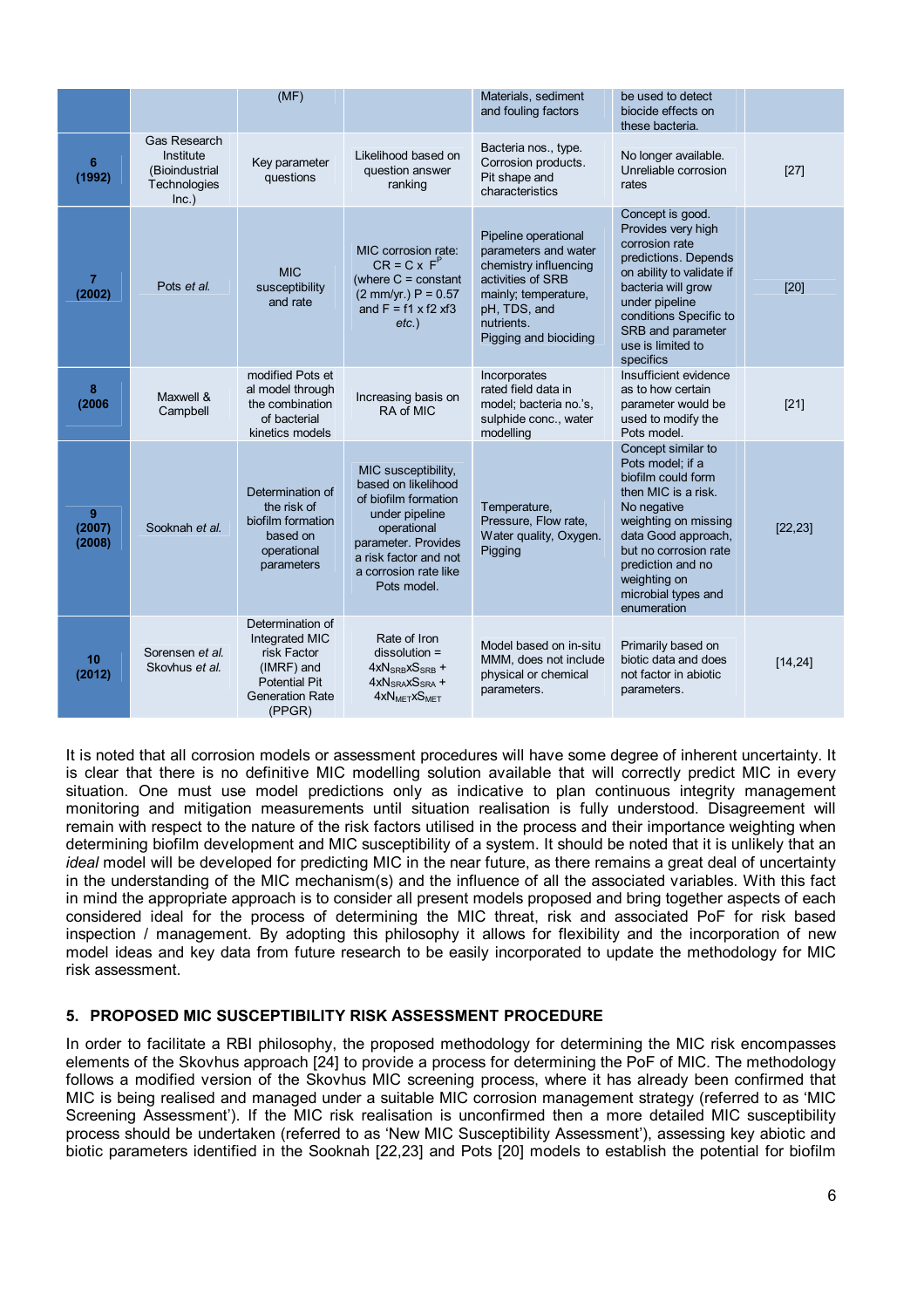| | | (MF) | | Materials, sediment and fouling factors | be used to detect biocide effects on these bacteria. | |
|---|---|---|---|---|---|---|
| **6 (1992)** | Gas Research Institute (Bioindustrial Technologies Inc.) | Key parameter questions | Likelihood based on question answer ranking | Bacteria nos., type. Corrosion products. Pit shape and characteristics | No longer available. Unreliable corrosion rates | [27] |
| **7 (2002)** | Pots *et al.* | MIC susceptibility and rate | MIC corrosion rate: $CR = C \times F^{P}$ (where C = constant (2 mm/yr.) P = 0.57 and F = f1 x f2 xf3 *etc.*) | Pipeline operational parameters and water chemistry influencing activities of SRB mainly; temperature, pH, TDS, and nutrients. Pigging and biociding | Concept is good. Provides very high corrosion rate predictions. Depends on ability to validate if bacteria will grow under pipeline conditions Specific to SRB and parameter use is limited to specifics | [20] |
| **8 (2006** | Maxwell & Campbell | modified Pots et al model through the combination of bacterial kinetics models | Increasing basis on RA of MIC | Incorporates rated field data in model; bacteria no.'s, sulphide conc., water modelling | Insufficient evidence as to how certain parameter would be used to modify the Pots model. | [21] |
| **9 (2007) (2008)** | Sooknah *et al.* | Determination of the risk of biofilm formation based on operational parameters | MIC susceptibility, based on likelihood of biofilm formation under pipeline operational parameter. Provides a risk factor and not a corrosion rate like Pots model. | Temperature, Pressure, Flow rate, Water quality, Oxygen. Pigging | Concept similar to Pots model; if a biofilm could form then MIC is a risk. No negative weighting on missing data Good approach, but no corrosion rate prediction and no weighting on microbial types and enumeration | [22,23] |
| **10 (2012)** | Sorensen *et al.* Skovhus *et al.* | Determination of Integrated MIC risk Factor (IMRF) and Potential Pit Generation Rate (PPGR) | Rate of Iron dissolution = $4xN_{SRB}xS_{SRB}$ + $4xN_{SRA}xS_{SRA}$ + $4xN_{MET}xS_{MET}$ | Model based on in-situ MMM, does not include physical or chemical parameters. | Primarily based on biotic data and does not factor in abiotic parameters. | [14,24] |

It is noted that all corrosion models or assessment procedures will have some degree of inherent uncertainty. It is clear that there is no definitive MIC modelling solution available that will correctly predict MIC in every situation. One must use model predictions only as indicative to plan continuous integrity management monitoring and mitigation measurements until situation realisation is fully understood. Disagreement will remain with respect to the nature of the risk factors utilised in the process and their importance weighting when determining biofilm development and MIC susceptibility of a system. It should be noted that it is unlikely that an *ideal* model will be developed for predicting MIC in the near future, as there remains a great deal of uncertainty in the understanding of the MIC mechanism(s) and the influence of all the associated variables. With this fact in mind the appropriate approach is to consider all present models proposed and bring together aspects of each considered ideal for the process of determining the MIC threat, risk and associated PoF for risk based inspection / management. By adopting this philosophy it allows for flexibility and the incorporation of new model ideas and key data from future research to be easily incorporated to update the methodology for MIC risk assessment.

## 5. PROPOSED MIC SUSCEPTIBILITY RISK ASSESSMENT PROCEDURE

In order to facilitate a RBI philosophy, the proposed methodology for determining the MIC risk encompasses elements of the Skovhus approach [24] to provide a process for determining the PoF of MIC. The methodology follows a modified version of the Skovhus MIC screening process, where it has already been confirmed that MIC is being realised and managed under a suitable MIC corrosion management strategy (referred to as 'MIC Screening Assessment'). If the MIC risk realisation is unconfirmed then a more detailed MIC susceptibility process should be undertaken (referred to as 'New MIC Susceptibility Assessment'), assessing key abiotic and biotic parameters identified in the Sooknah [22,23] and Pots [20] models to establish the potential for biofilm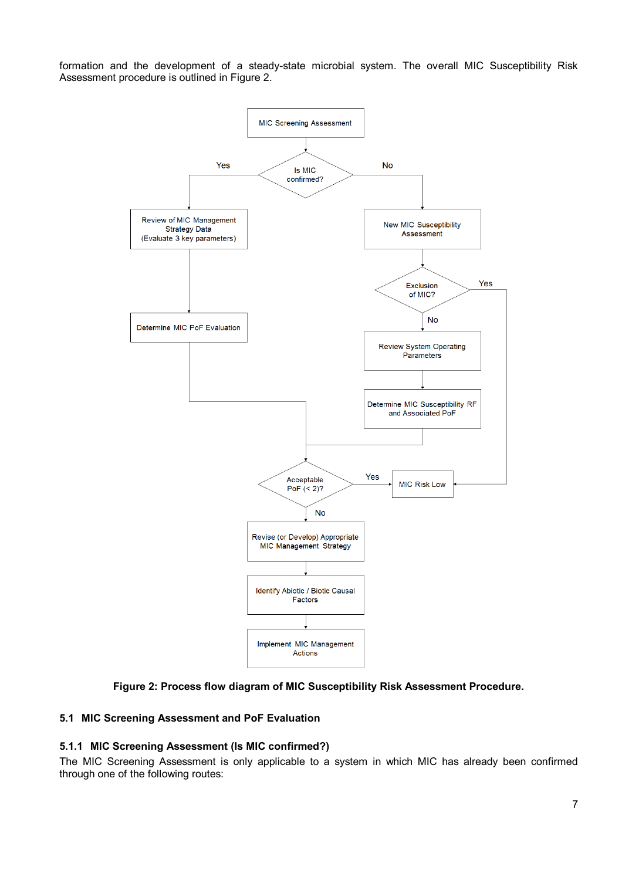formation and the development of a steady-state microbial system. The overall MIC Susceptibility Risk Assessment procedure is outlined in Figure 2.

**Figure 2: Process flow diagram of MIC Susceptibility Risk Assessment Procedure.**

## 5.1 MIC Screening Assessment and PoF Evaluation

### 5.1.1 MIC Screening Assessment (Is MIC confirmed?)

The MIC Screening Assessment is only applicable to a system in which MIC has already been confirmed through one of the following routes: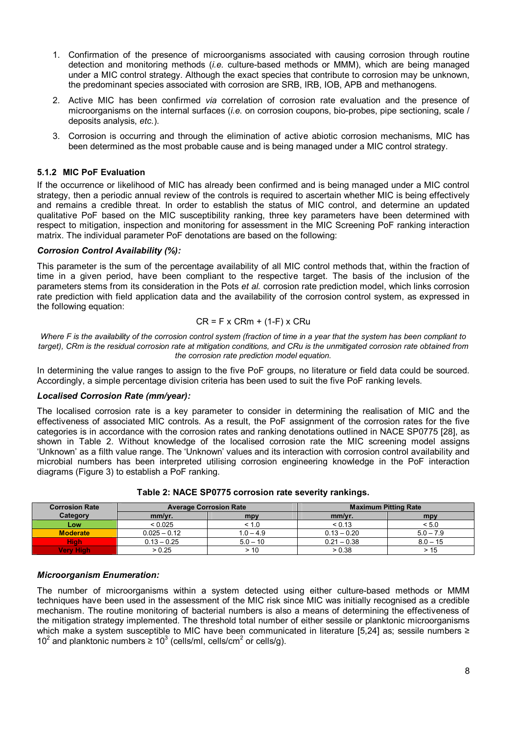1. Confirmation of the presence of microorganisms associated with causing corrosion through routine detection and monitoring methods (*i.e.* culture-based methods or MMM), which are being managed under a MIC control strategy. Although the exact species that contribute to corrosion may be unknown, the predominant species associated with corrosion are SRB, IRB, IOB, APB and methanogens.
2. Active MIC has been confirmed *via* correlation of corrosion rate evaluation and the presence of microorganisms on the internal surfaces (*i.e.* on corrosion coupons, bio-probes, pipe sectioning, scale / deposits analysis, *etc.*).
3. Corrosion is occurring and through the elimination of active abiotic corrosion mechanisms, MIC has been determined as the most probable cause and is being managed under a MIC control strategy.

### 5.1.2 MIC PoF Evaluation

If the occurrence or likelihood of MIC has already been confirmed and is being managed under a MIC control strategy, then a periodic annual review of the controls is required to ascertain whether MIC is being effectively and remains a credible threat. In order to establish the status of MIC control, and determine an updated qualitative PoF based on the MIC susceptibility ranking, three key parameters have been determined with respect to mitigation, inspection and monitoring for assessment in the MIC Screening PoF ranking interaction matrix. The individual parameter PoF denotations are based on the following:

***Corrosion Control Availability (%):***

This parameter is the sum of the percentage availability of all MIC control methods that, within the fraction of time in a given period, have been compliant to the respective target. The basis of the inclusion of the parameters stems from its consideration in the Pots *et al.* corrosion rate prediction model, which links corrosion rate prediction with field application data and the availability of the corrosion control system, as expressed in the following equation:

$$CR = F \times CRm + (1-F) \times CRu$$

*Where F is the availability of the corrosion control system (fraction of time in a year that the system has been compliant to target), CRm is the residual corrosion rate at mitigation conditions, and CRu is the unmitigated corrosion rate obtained from the corrosion rate prediction model equation.*

In determining the value ranges to assign to the five PoF groups, no literature or field data could be sourced. Accordingly, a simple percentage division criteria has been used to suit the five PoF ranking levels.

***Localised Corrosion Rate (mm/year):***

The localised corrosion rate is a key parameter to consider in determining the realisation of MIC and the effectiveness of associated MIC controls. As a result, the PoF assignment of the corrosion rates for the five categories is in accordance with the corrosion rates and ranking denotations outlined in NACE SP0775 [28], as shown in Table 2. Without knowledge of the localised corrosion rate the MIC screening model assigns 'Unknown' as a filth value range. The 'Unknown' values and its interaction with corrosion control availability and microbial numbers has been interpreted utilising corrosion engineering knowledge in the PoF interaction diagrams (Figure 3) to establish a PoF ranking.

**Table 2: NACE SP0775 corrosion rate severity rankings.**

| Corrosion Rate Category | Average Corrosion Rate | | Maximum Pitting Rate | |
|---|---|---|---|---|
| | mm/yr. | mpy | mm/yr. | mpy |
| Low | < 0.025 | < 1.0 | < 0.13 | < 5.0 |
| Moderate | 0.025 – 0.12 | 1.0 – 4.9 | 0.13 – 0.20 | 5.0 – 7.9 |
| High | 0.13 – 0.25 | 5.0 – 10 | 0.21 – 0.38 | 8.0 – 15 |
| Very High | > 0.25 | > 10 | > 0.38 | > 15 |

***Microorganism Enumeration:***

The number of microorganisms within a system detected using either culture-based methods or MMM techniques have been used in the assessment of the MIC risk since MIC was initially recognised as a credible mechanism. The routine monitoring of bacterial numbers is also a means of determining the effectiveness of the mitigation strategy implemented. The threshold total number of either sessile or planktonic microorganisms which make a system susceptible to MIC have been communicated in literature [5,24] as; sessile numbers ≥ $10^2$ and planktonic numbers ≥ $10^3$ (cells/ml, cells/cm$^2$ or cells/g).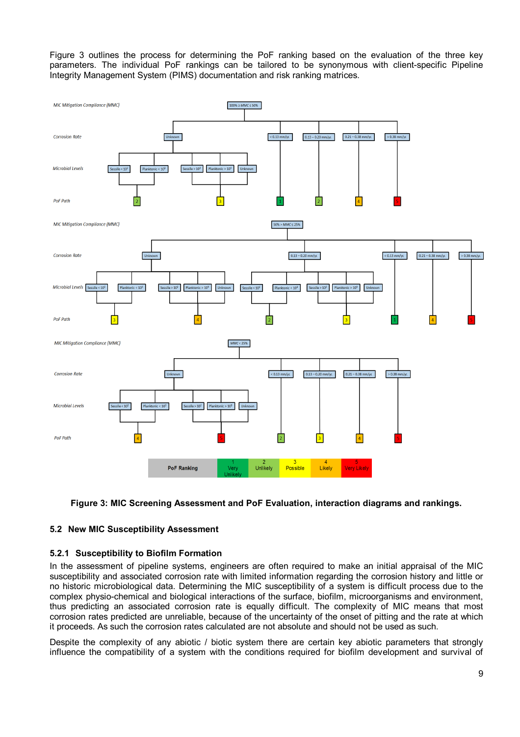Figure 3 outlines the process for determining the PoF ranking based on the evaluation of the three key parameters. The individual PoF rankings can be tailored to be synonymous with client-specific Pipeline Integrity Management System (PIMS) documentation and risk ranking matrices.

**Figure 3: MIC Screening Assessment and PoF Evaluation, interaction diagrams and rankings.**

### 5.2 New MIC Susceptibility Assessment

#### 5.2.1 Susceptibility to Biofilm Formation

In the assessment of pipeline systems, engineers are often required to make an initial appraisal of the MIC susceptibility and associated corrosion rate with limited information regarding the corrosion history and little or no historic microbiological data. Determining the MIC susceptibility of a system is difficult process due to the complex physio-chemical and biological interactions of the surface, biofilm, microorganisms and environment, thus predicting an associated corrosion rate is equally difficult. The complexity of MIC means that most corrosion rates predicted are unreliable, because of the uncertainty of the onset of pitting and the rate at which it proceeds. As such the corrosion rates calculated are not absolute and should not be used as such.

Despite the complexity of any abiotic / biotic system there are certain key abiotic parameters that strongly influence the compatibility of a system with the conditions required for biofilm development and survival of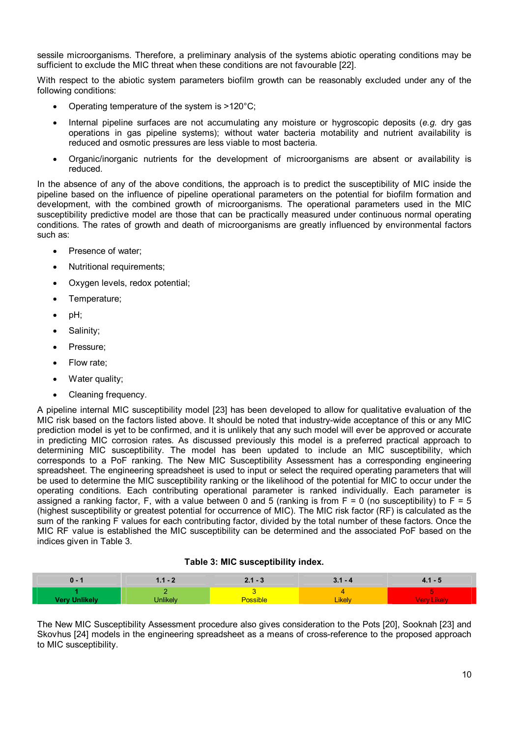sessile microorganisms. Therefore, a preliminary analysis of the systems abiotic operating conditions may be sufficient to exclude the MIC threat when these conditions are not favourable [22].

With respect to the abiotic system parameters biofilm growth can be reasonably excluded under any of the following conditions:

- Operating temperature of the system is >120°C;
- Internal pipeline surfaces are not accumulating any moisture or hygroscopic deposits (*e.g.* dry gas operations in gas pipeline systems); without water bacteria motability and nutrient availability is reduced and osmotic pressures are less viable to most bacteria.
- Organic/inorganic nutrients for the development of microorganisms are absent or availability is reduced.

In the absence of any of the above conditions, the approach is to predict the susceptibility of MIC inside the pipeline based on the influence of pipeline operational parameters on the potential for biofilm formation and development, with the combined growth of microorganisms. The operational parameters used in the MIC susceptibility predictive model are those that can be practically measured under continuous normal operating conditions. The rates of growth and death of microorganisms are greatly influenced by environmental factors such as:

- Presence of water;
- Nutritional requirements;
- Oxygen levels, redox potential;
- Temperature;
- pH;
- Salinity;
- Pressure;
- Flow rate;
- Water quality;
- Cleaning frequency.

A pipeline internal MIC susceptibility model [23] has been developed to allow for qualitative evaluation of the MIC risk based on the factors listed above. It should be noted that industry-wide acceptance of this or any MIC prediction model is yet to be confirmed, and it is unlikely that any such model will ever be approved or accurate in predicting MIC corrosion rates. As discussed previously this model is a preferred practical approach to determining MIC susceptibility. The model has been updated to include an MIC susceptibility, which corresponds to a PoF ranking. The New MIC Susceptibility Assessment has a corresponding engineering spreadsheet. The engineering spreadsheet is used to input or select the required operating parameters that will be used to determine the MIC susceptibility ranking or the likelihood of the potential for MIC to occur under the operating conditions. Each contributing operational parameter is ranked individually. Each parameter is assigned a ranking factor, F, with a value between 0 and 5 (ranking is from F = 0 (no susceptibility) to F = 5 (highest susceptibility or greatest potential for occurrence of MIC). The MIC risk factor (RF) is calculated as the sum of the ranking F values for each contributing factor, divided by the total number of these factors. Once the MIC RF value is established the MIC susceptibility can be determined and the associated PoF based on the indices given in Table 3.

**Table 3: MIC susceptibility index.**

| 0 - 1 | 1.1 - 2 | 2.1 - 3 | 3.1 - 4 | 4.1 - 5 |
|---|---|---|---|---|
| 1<br>Very Unlikely | 2<br>Unlikely | 3<br>Possible | 4<br>Likely | 5<br>Very Likely |

The New MIC Susceptibility Assessment procedure also gives consideration to the Pots [20], Sooknah [23] and Skovhus [24] models in the engineering spreadsheet as a means of cross-reference to the proposed approach to MIC susceptibility.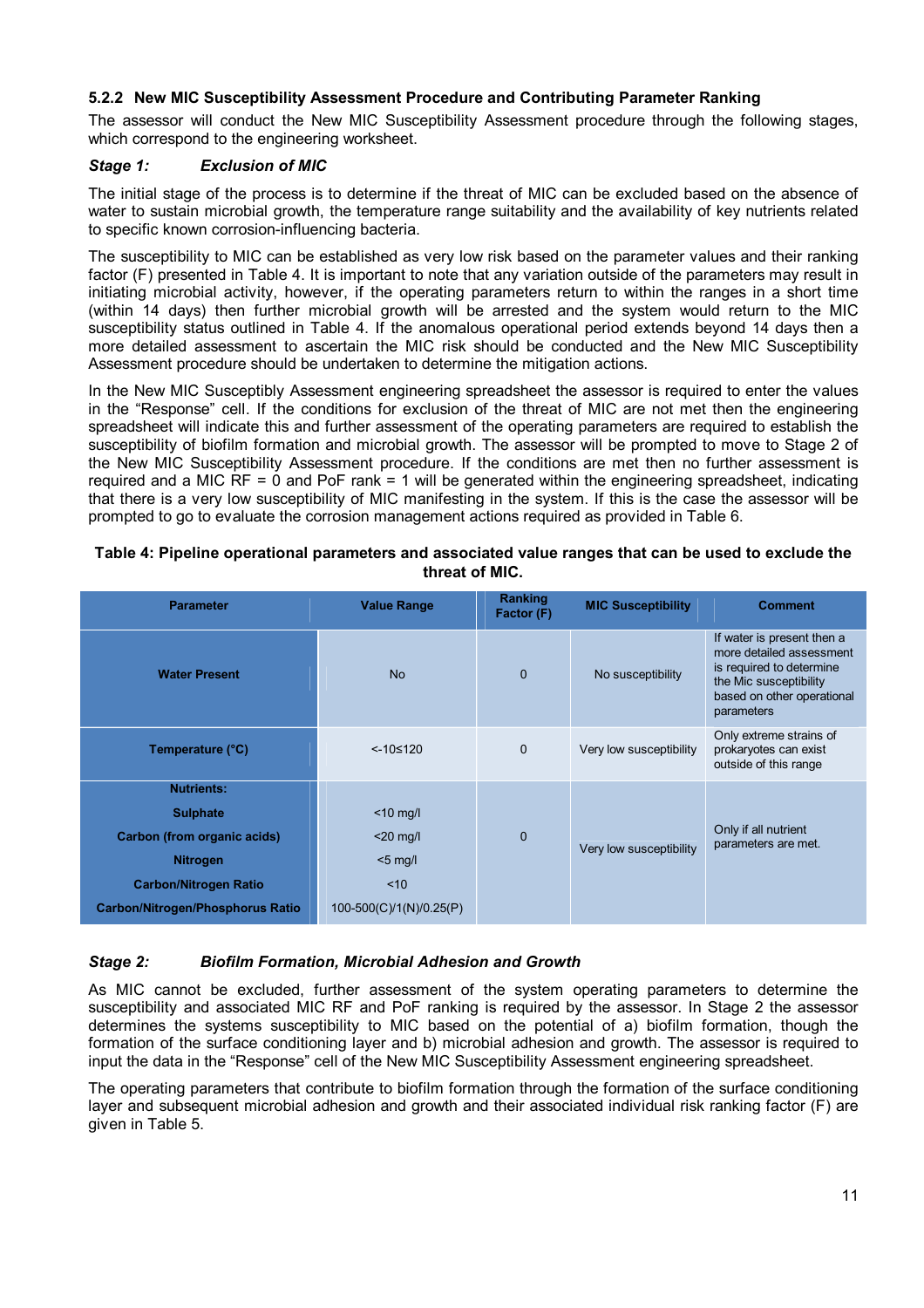### 5.2.2 New MIC Susceptibility Assessment Procedure and Contributing Parameter Ranking

The assessor will conduct the New MIC Susceptibility Assessment procedure through the following stages, which correspond to the engineering worksheet.

***Stage 1: Exclusion of MIC***

The initial stage of the process is to determine if the threat of MIC can be excluded based on the absence of water to sustain microbial growth, the temperature range suitability and the availability of key nutrients related to specific known corrosion-influencing bacteria.

The susceptibility to MIC can be established as very low risk based on the parameter values and their ranking factor (F) presented in Table 4. It is important to note that any variation outside of the parameters may result in initiating microbial activity, however, if the operating parameters return to within the ranges in a short time (within 14 days) then further microbial growth will be arrested and the system would return to the MIC susceptibility status outlined in Table 4. If the anomalous operational period extends beyond 14 days then a more detailed assessment to ascertain the MIC risk should be conducted and the New MIC Susceptibility Assessment procedure should be undertaken to determine the mitigation actions.

In the New MIC Susceptibly Assessment engineering spreadsheet the assessor is required to enter the values in the "Response" cell. If the conditions for exclusion of the threat of MIC are not met then the engineering spreadsheet will indicate this and further assessment of the operating parameters are required to establish the susceptibility of biofilm formation and microbial growth. The assessor will be prompted to move to Stage 2 of the New MIC Susceptibility Assessment procedure. If the conditions are met then no further assessment is required and a MIC RF = 0 and PoF rank = 1 will be generated within the engineering spreadsheet, indicating that there is a very low susceptibility of MIC manifesting in the system. If this is the case the assessor will be prompted to go to evaluate the corrosion management actions required as provided in Table 6.

**Table 4: Pipeline operational parameters and associated value ranges that can be used to exclude the threat of MIC.**

| Parameter | Value Range | Ranking Factor (F) | MIC Susceptibility | Comment |
|---|---|---|---|---|
| **Water Present** | No | 0 | No susceptibility | If water is present then a more detailed assessment is required to determine the Mic susceptibility based on other operational parameters |
| **Temperature (°C)** | <-10≤120 | 0 | Very low susceptibility | Only extreme strains of prokaryotes can exist outside of this range |
| **Nutrients:**<br>**Sulphate**<br>**Carbon (from organic acids)**<br>**Nitrogen**<br>**Carbon/Nitrogen Ratio**<br>**Carbon/Nitrogen/Phosphorus Ratio** | <br><10 mg/l<br><20 mg/l<br><5 mg/l<br><10<br>100-500(C)/1(N)/0.25(P) | 0 | Very low susceptibility | Only if all nutrient parameters are met. |

***Stage 2: Biofilm Formation, Microbial Adhesion and Growth***

As MIC cannot be excluded, further assessment of the system operating parameters to determine the susceptibility and associated MIC RF and PoF ranking is required by the assessor. In Stage 2 the assessor determines the systems susceptibility to MIC based on the potential of a) biofilm formation, though the formation of the surface conditioning layer and b) microbial adhesion and growth. The assessor is required to input the data in the "Response" cell of the New MIC Susceptibility Assessment engineering spreadsheet.

The operating parameters that contribute to biofilm formation through the formation of the surface conditioning layer and subsequent microbial adhesion and growth and their associated individual risk ranking factor (F) are given in Table 5.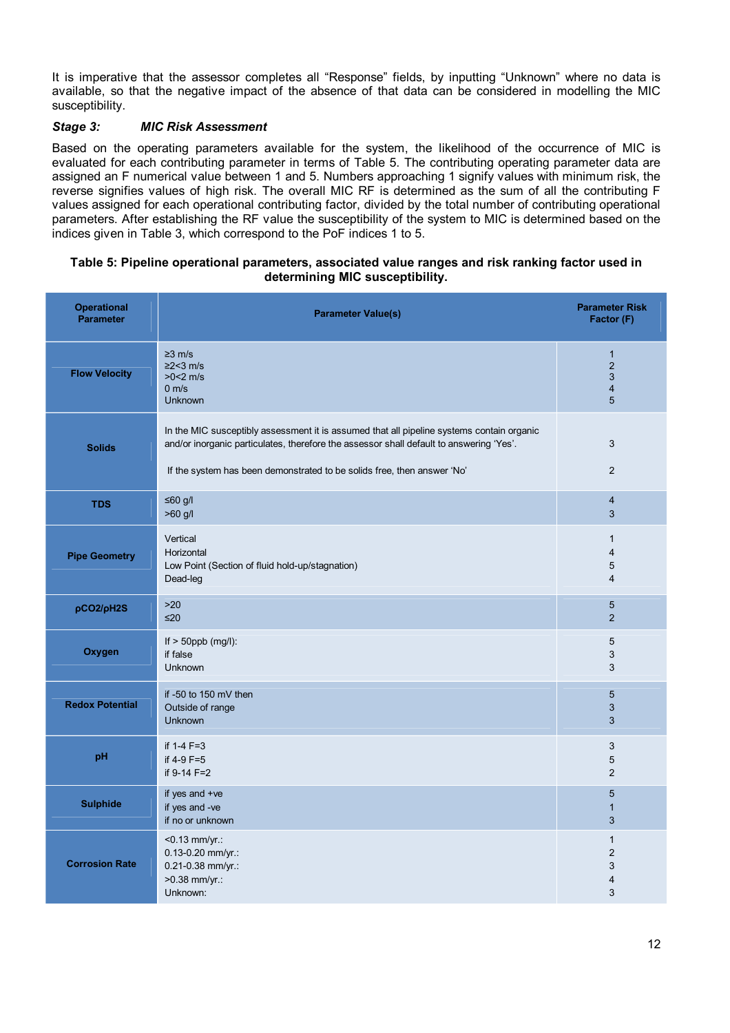It is imperative that the assessor completes all “Response” fields, by inputting “Unknown” where no data is available, so that the negative impact of the absence of that data can be considered in modelling the MIC susceptibility.

***Stage 3: MIC Risk Assessment***

Based on the operating parameters available for the system, the likelihood of the occurrence of MIC is evaluated for each contributing parameter in terms of Table 5. The contributing operating parameter data are assigned an F numerical value between 1 and 5. Numbers approaching 1 signify values with minimum risk, the reverse signifies values of high risk. The overall MIC RF is determined as the sum of all the contributing F values assigned for each operational contributing factor, divided by the total number of contributing operational parameters. After establishing the RF value the susceptibility of the system to MIC is determined based on the indices given in Table 3, which correspond to the PoF indices 1 to 5.

**Table 5: Pipeline operational parameters, associated value ranges and risk ranking factor used in determining MIC susceptibility.**

| Operational Parameter | Parameter Value(s) | Parameter Risk Factor (F) |
|---|---|---|
| **Flow Velocity** | ≥3 m/s<br>≥2<3 m/s<br>>0<2 m/s<br>0 m/s<br>Unknown | 1<br>2<br>3<br>4<br>5 |
| **Solids** | In the MIC susceptibly assessment it is assumed that all pipeline systems contain organic and/or inorganic particulates, therefore the assessor shall default to answering ‘Yes’.<br><br>If the system has been demonstrated to be solids free, then answer ‘No’ | 3<br><br>2 |
| **TDS** | ≤60 g/l<br>>60 g/l | 4<br>3 |
| **Pipe Geometry** | Vertical<br>Horizontal<br>Low Point (Section of fluid hold-up/stagnation)<br>Dead-leg | 1<br>4<br>5<br>4 |
| **pCO2/pH2S** | >20<br>≤20 | 5<br>2 |
| **Oxygen** | If > 50ppb (mg/l):<br>if false<br>Unknown | 5<br>3<br>3 |
| **Redox Potential** | if -50 to 150 mV then<br>Outside of range<br>Unknown | 5<br>3<br>3 |
| **pH** | if 1-4 F=3<br>if 4-9 F=5<br>if 9-14 F=2 | 3<br>5<br>2 |
| **Sulphide** | if yes and +ve<br>if yes and -ve<br>if no or unknown | 5<br>1<br>3 |
| **Corrosion Rate** | <0.13 mm/yr.:<br>0.13-0.20 mm/yr.:<br>0.21-0.38 mm/yr.:<br>>0.38 mm/yr.:<br>Unknown: | 1<br>2<br>3<br>4<br>3 |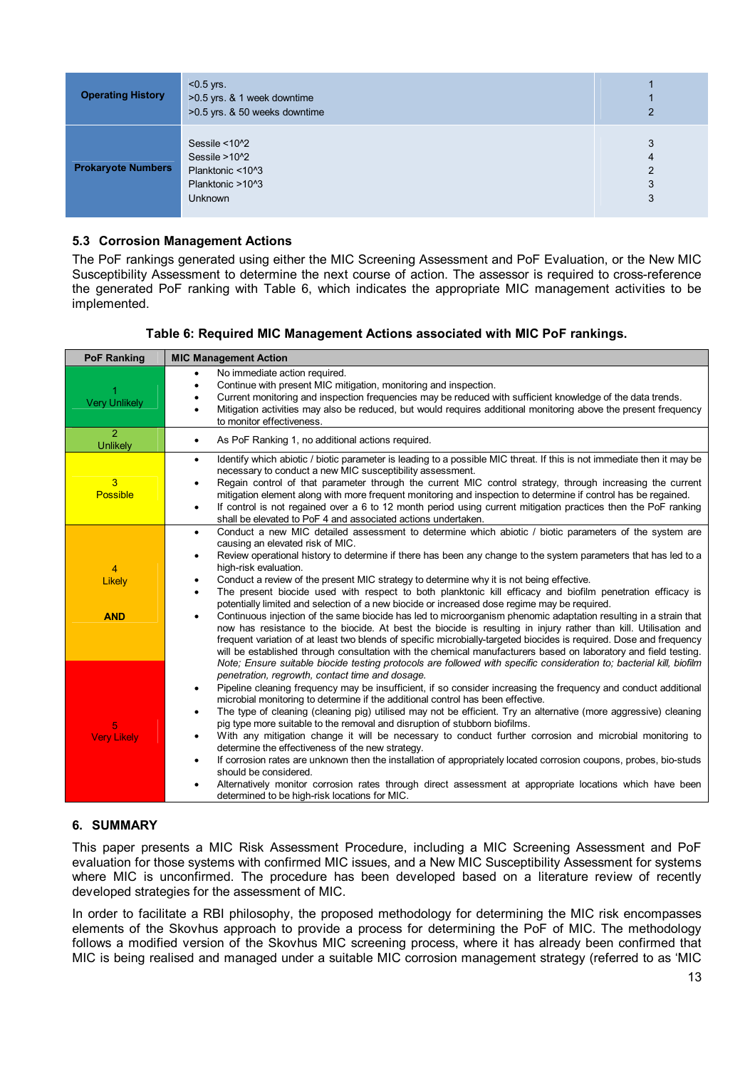| | | |
|---|---|---|
| **Operating History** | <0.5 yrs.<br>>0.5 yrs. & 1 week downtime<br>>0.5 yrs. & 50 weeks downtime | 1<br>1<br>2 |
| **Prokaryote Numbers** | Sessile <10^2<br>Sessile >10^2<br>Planktonic <10^3<br>Planktonic >10^3<br>Unknown | 3<br>4<br>2<br>3<br>3 |

### 5.3 Corrosion Management Actions

The PoF rankings generated using either the MIC Screening Assessment and PoF Evaluation, or the New MIC Susceptibility Assessment to determine the next course of action. The assessor is required to cross-reference the generated PoF ranking with Table 6, which indicates the appropriate MIC management activities to be implemented.

**Table 6: Required MIC Management Actions associated with MIC PoF rankings.**

| PoF Ranking | MIC Management Action |
|---|---|
| 1<br>Very Unlikely | • No immediate action required.<br>• Continue with present MIC mitigation, monitoring and inspection.<br>• Current monitoring and inspection frequencies may be reduced with sufficient knowledge of the data trends.<br>• Mitigation activities may also be reduced, but would requires additional monitoring above the present frequency to monitor effectiveness. |
| 2<br>Unlikely | • As PoF Ranking 1, no additional actions required. |
| 3<br>Possible | • Identify which abiotic / biotic parameter is leading to a possible MIC threat. If this is not immediate then it may be necessary to conduct a new MIC susceptibility assessment.<br>• Regain control of that parameter through the current MIC control strategy, through increasing the current mitigation element along with more frequent monitoring and inspection to determine if control has be regained.<br>• If control is not regained over a 6 to 12 month period using current mitigation practices then the PoF ranking shall be elevated to PoF 4 and associated actions undertaken. |
| 4<br>Likely<br><br>**AND**<br><br>5<br>Very Likely | • Conduct a new MIC detailed assessment to determine which abiotic / biotic parameters of the system are causing an elevated risk of MIC.<br>• Review operational history to determine if there has been any change to the system parameters that has led to a high-risk evaluation.<br>• Conduct a review of the present MIC strategy to determine why it is not being effective.<br>• The present biocide used with respect to both planktonic kill efficacy and biofilm penetration efficacy is potentially limited and selection of a new biocide or increased dose regime may be required.<br>• Continuous injection of the same biocide has led to microorganism phenomic adaptation resulting in a strain that now has resistance to the biocide. At best the biocide is resulting in injury rather than kill. Utilisation and frequent variation of at least two blends of specific microbially-targeted biocides is required. Dose and frequency will be established through consultation with the chemical manufacturers based on laboratory and field testing. *Note; Ensure suitable biocide testing protocols are followed with specific consideration to; bacterial kill, biofilm penetration, regrowth, contact time and dosage.*<br>• Pipeline cleaning frequency may be insufficient, if so consider increasing the frequency and conduct additional microbial monitoring to determine if the additional control has been effective.<br>• The type of cleaning (cleaning pig) utilised may not be efficient. Try an alternative (more aggressive) cleaning pig type more suitable to the removal and disruption of stubborn biofilms.<br>• With any mitigation change it will be necessary to conduct further corrosion and microbial monitoring to determine the effectiveness of the new strategy.<br>• If corrosion rates are unknown then the installation of appropriately located corrosion coupons, probes, bio-studs should be considered.<br>• Alternatively monitor corrosion rates through direct assessment at appropriate locations which have been determined to be high-risk locations for MIC. |

## 6. SUMMARY

This paper presents a MIC Risk Assessment Procedure, including a MIC Screening Assessment and PoF evaluation for those systems with confirmed MIC issues, and a New MIC Susceptibility Assessment for systems where MIC is unconfirmed. The procedure has been developed based on a literature review of recently developed strategies for the assessment of MIC.

In order to facilitate a RBI philosophy, the proposed methodology for determining the MIC risk encompasses elements of the Skovhus approach to provide a process for determining the PoF of MIC. The methodology follows a modified version of the Skovhus MIC screening process, where it has already been confirmed that MIC is being realised and managed under a suitable MIC corrosion management strategy (referred to as 'MIC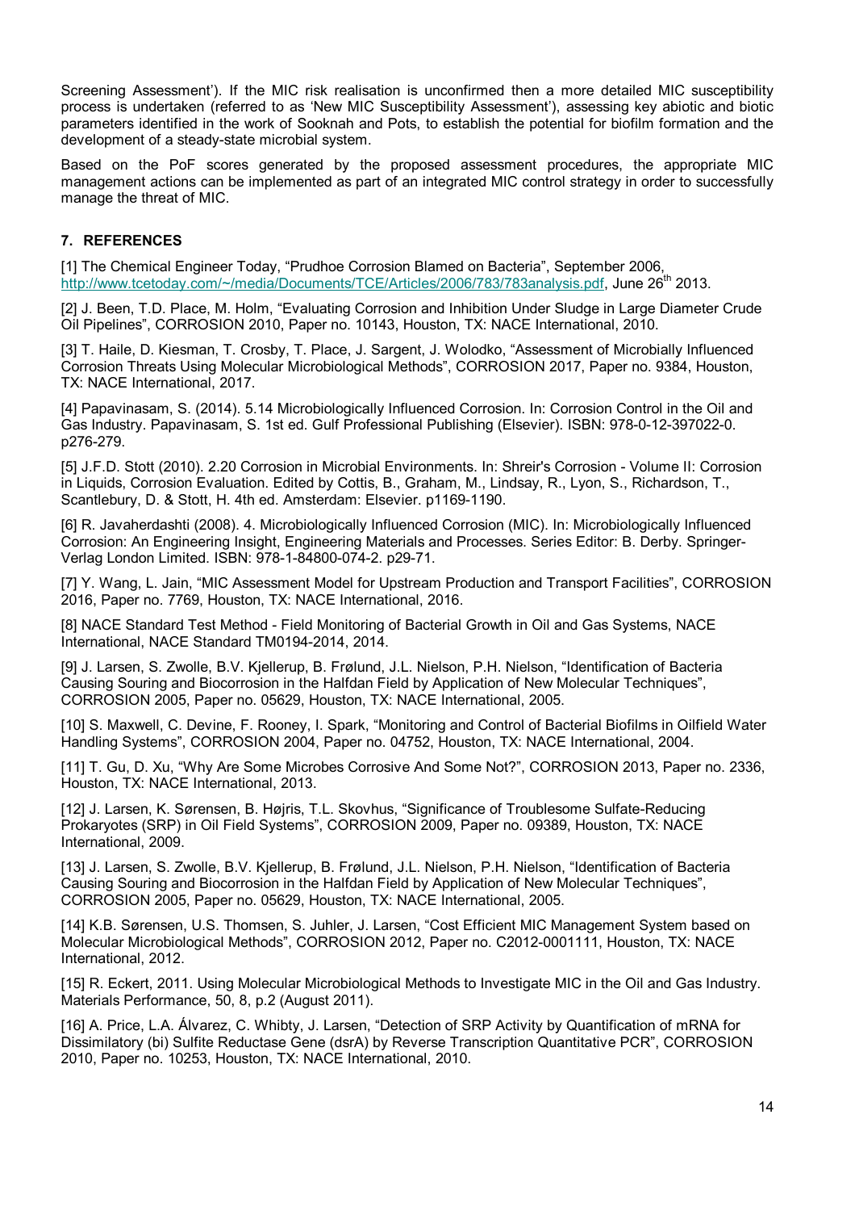Screening Assessment'). If the MIC risk realisation is unconfirmed then a more detailed MIC susceptibility process is undertaken (referred to as 'New MIC Susceptibility Assessment'), assessing key abiotic and biotic parameters identified in the work of Sooknah and Pots, to establish the potential for biofilm formation and the development of a steady-state microbial system.

Based on the PoF scores generated by the proposed assessment procedures, the appropriate MIC management actions can be implemented as part of an integrated MIC control strategy in order to successfully manage the threat of MIC.

## 7. REFERENCES

[1] The Chemical Engineer Today, "Prudhoe Corrosion Blamed on Bacteria", September 2006, http://www.tcetoday.com/~/media/Documents/TCE/Articles/2006/783/783analysis.pdf, June 26th 2013.

[2] J. Been, T.D. Place, M. Holm, "Evaluating Corrosion and Inhibition Under Sludge in Large Diameter Crude Oil Pipelines", CORROSION 2010, Paper no. 10143, Houston, TX: NACE International, 2010.

[3] T. Haile, D. Kiesman, T. Crosby, T. Place, J. Sargent, J. Wolodko, "Assessment of Microbially Influenced Corrosion Threats Using Molecular Microbiological Methods", CORROSION 2017, Paper no. 9384, Houston, TX: NACE International, 2017.

[4] Papavinasam, S. (2014). 5.14 Microbiologically Influenced Corrosion. In: Corrosion Control in the Oil and Gas Industry. Papavinasam, S. 1st ed. Gulf Professional Publishing (Elsevier). ISBN: 978-0-12-397022-0. p276-279.

[5] J.F.D. Stott (2010). 2.20 Corrosion in Microbial Environments. In: Shreir's Corrosion - Volume II: Corrosion in Liquids, Corrosion Evaluation. Edited by Cottis, B., Graham, M., Lindsay, R., Lyon, S., Richardson, T., Scantlebury, D. & Stott, H. 4th ed. Amsterdam: Elsevier. p1169-1190.

[6] R. Javaherdashti (2008). 4. Microbiologically Influenced Corrosion (MIC). In: Microbiologically Influenced Corrosion: An Engineering Insight, Engineering Materials and Processes. Series Editor: B. Derby. Springer-Verlag London Limited. ISBN: 978-1-84800-074-2. p29-71.

[7] Y. Wang, L. Jain, "MIC Assessment Model for Upstream Production and Transport Facilities", CORROSION 2016, Paper no. 7769, Houston, TX: NACE International, 2016.

[8] NACE Standard Test Method - Field Monitoring of Bacterial Growth in Oil and Gas Systems, NACE International, NACE Standard TM0194-2014, 2014.

[9] J. Larsen, S. Zwolle, B.V. Kjellerup, B. Frølund, J.L. Nielson, P.H. Nielson, "Identification of Bacteria Causing Souring and Biocorrosion in the Halfdan Field by Application of New Molecular Techniques", CORROSION 2005, Paper no. 05629, Houston, TX: NACE International, 2005.

[10] S. Maxwell, C. Devine, F. Rooney, I. Spark, "Monitoring and Control of Bacterial Biofilms in Oilfield Water Handling Systems", CORROSION 2004, Paper no. 04752, Houston, TX: NACE International, 2004.

[11] T. Gu, D. Xu, "Why Are Some Microbes Corrosive And Some Not?", CORROSION 2013, Paper no. 2336, Houston, TX: NACE International, 2013.

[12] J. Larsen, K. Sørensen, B. Højris, T.L. Skovhus, "Significance of Troublesome Sulfate-Reducing Prokaryotes (SRP) in Oil Field Systems", CORROSION 2009, Paper no. 09389, Houston, TX: NACE International, 2009.

[13] J. Larsen, S. Zwolle, B.V. Kjellerup, B. Frølund, J.L. Nielson, P.H. Nielson, "Identification of Bacteria Causing Souring and Biocorrosion in the Halfdan Field by Application of New Molecular Techniques", CORROSION 2005, Paper no. 05629, Houston, TX: NACE International, 2005.

[14] K.B. Sørensen, U.S. Thomsen, S. Juhler, J. Larsen, "Cost Efficient MIC Management System based on Molecular Microbiological Methods", CORROSION 2012, Paper no. C2012-0001111, Houston, TX: NACE International, 2012.

[15] R. Eckert, 2011. Using Molecular Microbiological Methods to Investigate MIC in the Oil and Gas Industry. Materials Performance, 50, 8, p.2 (August 2011).

[16] A. Price, L.A. Álvarez, C. Whibty, J. Larsen, "Detection of SRP Activity by Quantification of mRNA for Dissimilatory (bi) Sulfite Reductase Gene (dsrA) by Reverse Transcription Quantitative PCR", CORROSION 2010, Paper no. 10253, Houston, TX: NACE International, 2010.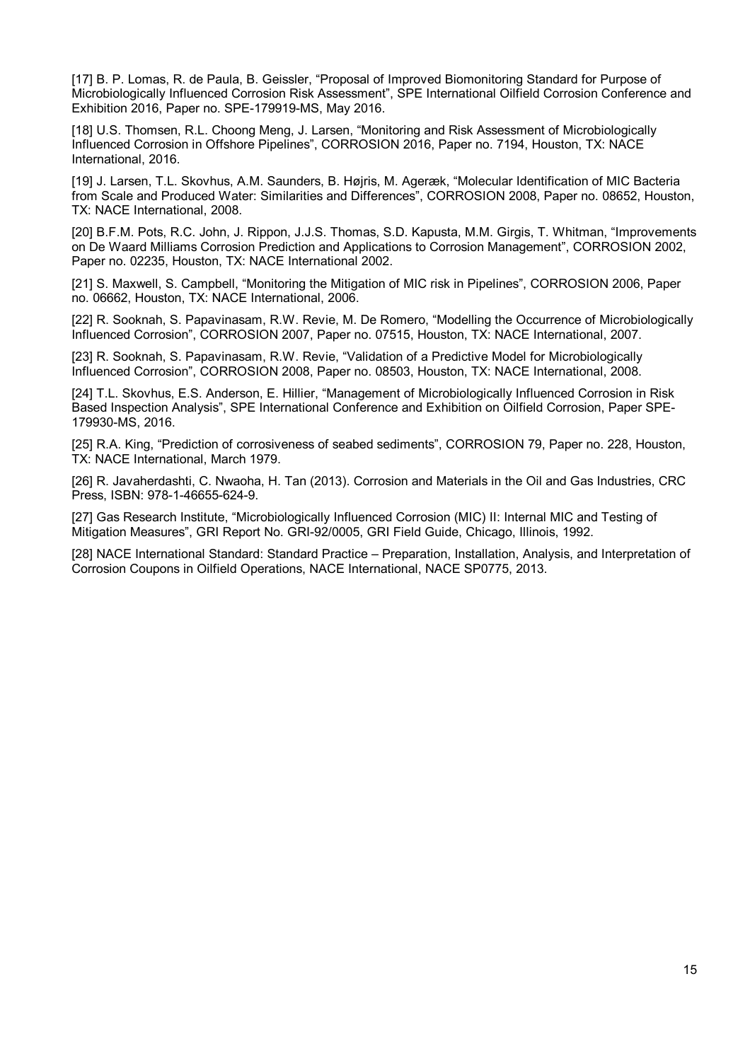[17] B. P. Lomas, R. de Paula, B. Geissler, "Proposal of Improved Biomonitoring Standard for Purpose of Microbiologically Influenced Corrosion Risk Assessment", SPE International Oilfield Corrosion Conference and Exhibition 2016, Paper no. SPE-179919-MS, May 2016.

[18] U.S. Thomsen, R.L. Choong Meng, J. Larsen, "Monitoring and Risk Assessment of Microbiologically Influenced Corrosion in Offshore Pipelines", CORROSION 2016, Paper no. 7194, Houston, TX: NACE International, 2016.

[19] J. Larsen, T.L. Skovhus, A.M. Saunders, B. Højris, M. Ageræk, "Molecular Identification of MIC Bacteria from Scale and Produced Water: Similarities and Differences", CORROSION 2008, Paper no. 08652, Houston, TX: NACE International, 2008.

[20] B.F.M. Pots, R.C. John, J. Rippon, J.J.S. Thomas, S.D. Kapusta, M.M. Girgis, T. Whitman, "Improvements on De Waard Milliams Corrosion Prediction and Applications to Corrosion Management", CORROSION 2002, Paper no. 02235, Houston, TX: NACE International 2002.

[21] S. Maxwell, S. Campbell, "Monitoring the Mitigation of MIC risk in Pipelines", CORROSION 2006, Paper no. 06662, Houston, TX: NACE International, 2006.

[22] R. Sooknah, S. Papavinasam, R.W. Revie, M. De Romero, "Modelling the Occurrence of Microbiologically Influenced Corrosion", CORROSION 2007, Paper no. 07515, Houston, TX: NACE International, 2007.

[23] R. Sooknah, S. Papavinasam, R.W. Revie, "Validation of a Predictive Model for Microbiologically Influenced Corrosion", CORROSION 2008, Paper no. 08503, Houston, TX: NACE International, 2008.

[24] T.L. Skovhus, E.S. Anderson, E. Hillier, "Management of Microbiologically Influenced Corrosion in Risk Based Inspection Analysis", SPE International Conference and Exhibition on Oilfield Corrosion, Paper SPE-179930-MS, 2016.

[25] R.A. King, "Prediction of corrosiveness of seabed sediments", CORROSION 79, Paper no. 228, Houston, TX: NACE International, March 1979.

[26] R. Javaherdashti, C. Nwaoha, H. Tan (2013). Corrosion and Materials in the Oil and Gas Industries, CRC Press, ISBN: 978-1-46655-624-9.

[27] Gas Research Institute, "Microbiologically Influenced Corrosion (MIC) II: Internal MIC and Testing of Mitigation Measures", GRI Report No. GRI-92/0005, GRI Field Guide, Chicago, Illinois, 1992.

[28] NACE International Standard: Standard Practice – Preparation, Installation, Analysis, and Interpretation of Corrosion Coupons in Oilfield Operations, NACE International, NACE SP0775, 2013.